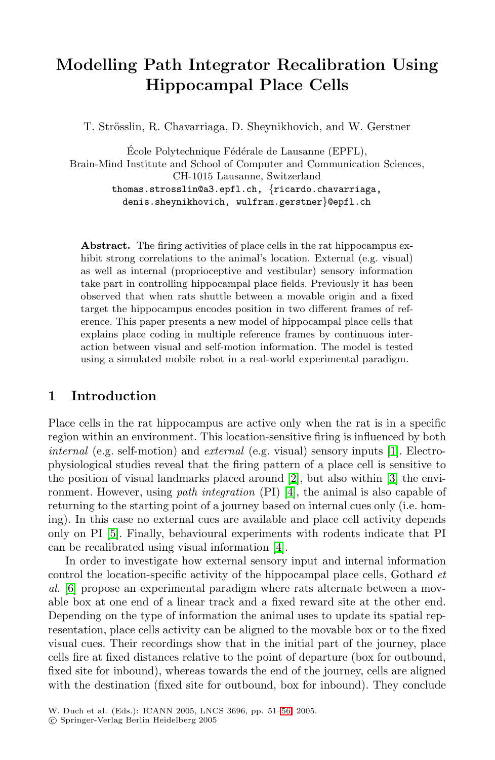# Modelling Path Integrator Recalibration Using Hippocampal Place Cells

T. Strösslin, R. Chavarriaga, D. Sheynikhovich, and W. Gerstner

École Polytechnique Fédérale de Lausanne (EPFL),
Brain-Mind Institute and School of Computer and Communication Sciences,
CH-1015 Lausanne, Switzerland
thomas.strosslin@a3.epfl.ch, {ricardo.chavarriaga, denis.sheynikhovich, wulfram.gerstner}@epfl.ch

**Abstract.** The firing activities of place cells in the rat hippocampus exhibit strong correlations to the animal's location. External (e.g. visual) as well as internal (proprioceptive and vestibular) sensory information take part in controlling hippocampal place fields. Previously it has been observed that when rats shuttle between a movable origin and a fixed target the hippocampus encodes position in two different frames of reference. This paper presents a new model of hippocampal place cells that explains place coding in multiple reference frames by continuous interaction between visual and self-motion information. The model is tested using a simulated mobile robot in a real-world experimental paradigm.

## 1 Introduction

Place cells in the rat hippocampus are active only when the rat is in a specific region within an environment. This location-sensitive firing is influenced by both *internal* (e.g. self-motion) and *external* (e.g. visual) sensory inputs [1]. Electrophysiological studies reveal that the firing pattern of a place cell is sensitive to the position of visual landmarks placed around [2], but also within [3] the environment. However, using *path integration* (PI) [4], the animal is also capable of returning to the starting point of a journey based on internal cues only (i.e. homing). In this case no external cues are available and place cell activity depends only on PI [5]. Finally, behavioural experiments with rodents indicate that PI can be recalibrated using visual information [4].

In order to investigate how external sensory input and internal information control the location-specific activity of the hippocampal place cells, Gothard *et al.* [6] propose an experimental paradigm where rats alternate between a movable box at one end of a linear track and a fixed reward site at the other end. Depending on the type of information the animal uses to update its spatial representation, place cells activity can be aligned to the movable box or to the fixed visual cues. Their recordings show that in the initial part of the journey, place cells fire at fixed distances relative to the point of departure (box for outbound, fixed site for inbound), whereas towards the end of the journey, cells are aligned with the destination (fixed site for outbound, box for inbound). They conclude

W. Duch et al. (Eds.): ICANN 2005, LNCS 3696, pp. 51–56, 2005.
© Springer-Verlag Berlin Heidelberg 2005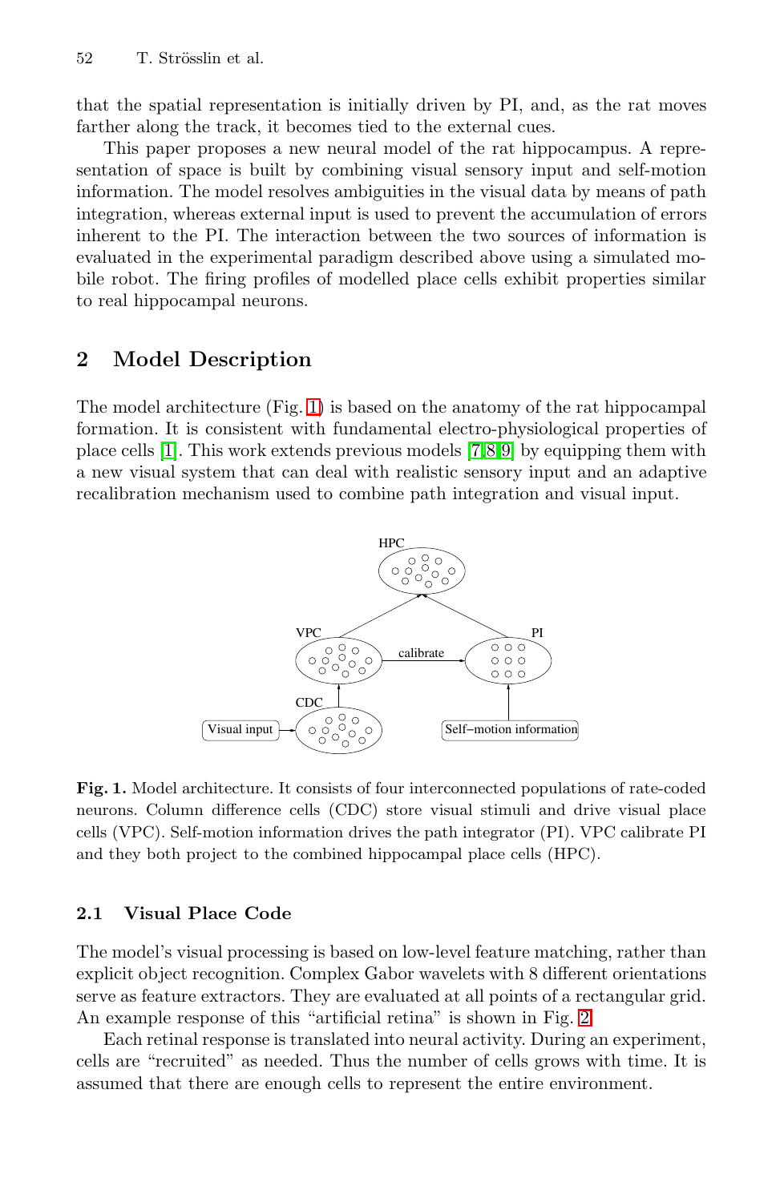that the spatial representation is initially driven by PI, and, as the rat moves farther along the track, it becomes tied to the external cues.

This paper proposes a new neural model of the rat hippocampus. A representation of space is built by combining visual sensory input and self-motion information. The model resolves ambiguities in the visual data by means of path integration, whereas external input is used to prevent the accumulation of errors inherent to the PI. The interaction between the two sources of information is evaluated in the experimental paradigm described above using a simulated mobile robot. The firing profiles of modelled place cells exhibit properties similar to real hippocampal neurons.

## 2 Model Description

The model architecture (Fig. 1) is based on the anatomy of the rat hippocampal formation. It is consistent with fundamental electro-physiological properties of place cells [1]. This work extends previous models [7,8,9] by equipping them with a new visual system that can deal with realistic sensory input and an adaptive recalibration mechanism used to combine path integration and visual input.

**Fig. 1.** Model architecture. It consists of four interconnected populations of rate-coded neurons. Column difference cells (CDC) store visual stimuli and drive visual place cells (VPC). Self-motion information drives the path integrator (PI). VPC calibrate PI and they both project to the combined hippocampal place cells (HPC).

### 2.1 Visual Place Code

The model's visual processing is based on low-level feature matching, rather than explicit object recognition. Complex Gabor wavelets with 8 different orientations serve as feature extractors. They are evaluated at all points of a rectangular grid. An example response of this "artificial retina" is shown in Fig. 2.

Each retinal response is translated into neural activity. During an experiment, cells are "recruited" as needed. Thus the number of cells grows with time. It is assumed that there are enough cells to represent the entire environment.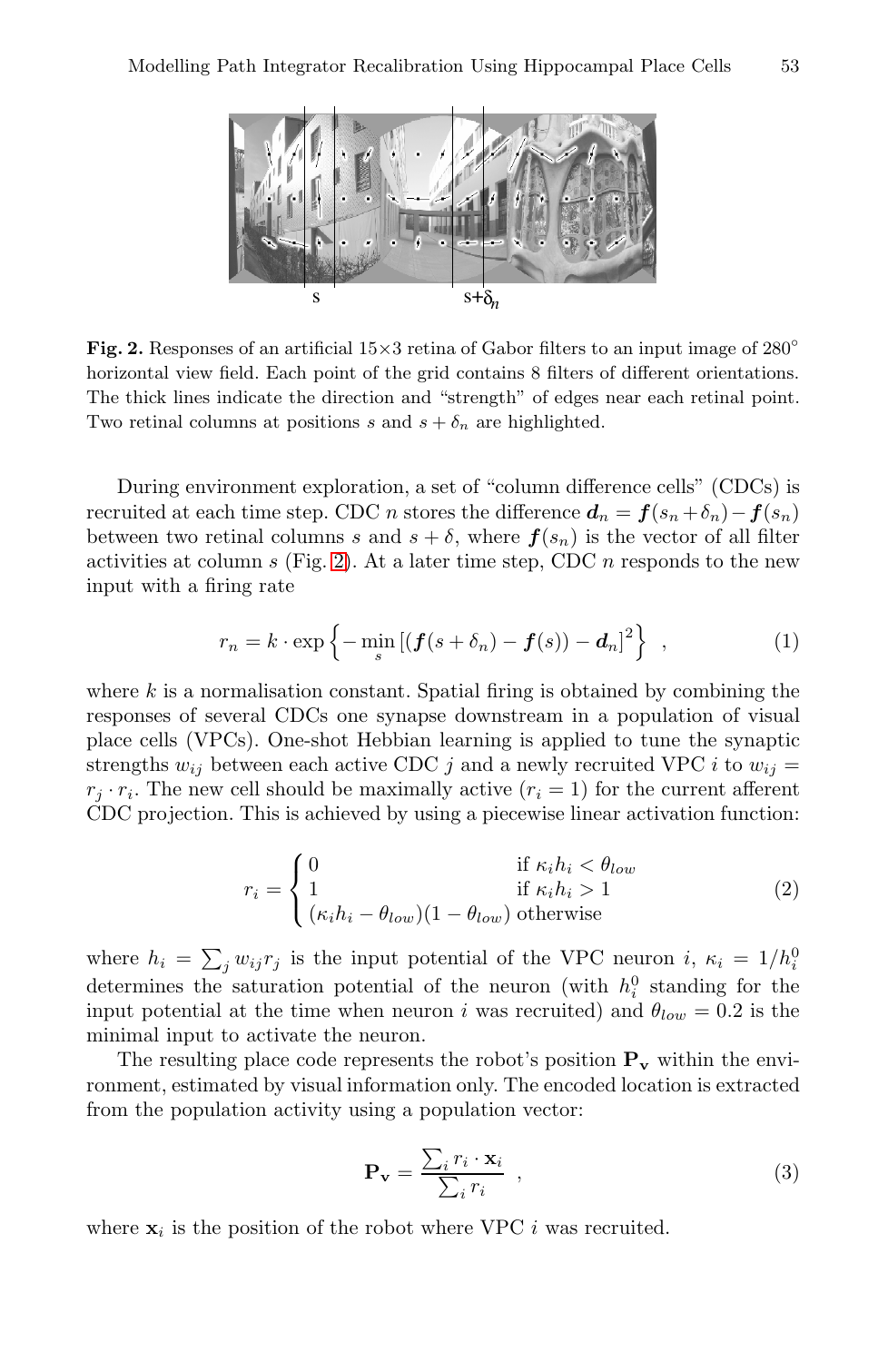**Fig. 2.** Responses of an artificial 15×3 retina of Gabor filters to an input image of 280° horizontal view field. Each point of the grid contains 8 filters of different orientations. The thick lines indicate the direction and "strength" of edges near each retinal point. Two retinal columns at positions $s$ and $s + \delta_n$ are highlighted.

During environment exploration, a set of "column difference cells" (CDCs) is recruited at each time step. CDC $n$ stores the difference $\boldsymbol{d}_n = \boldsymbol{f}(s_n + \delta_n) - \boldsymbol{f}(s_n)$ between two retinal columns $s$ and $s + \delta$, where $\boldsymbol{f}(s_n)$ is the vector of all filter activities at column $s$ (Fig. 2). At a later time step, CDC $n$ responds to the new input with a firing rate

$$r_n = k \cdot \exp\left\{ -\min_s \left[ (\boldsymbol{f}(s + \delta_n) - \boldsymbol{f}(s)) - \boldsymbol{d}_n \right]^2 \right\} \ , \tag{1}$$

where $k$ is a normalisation constant. Spatial firing is obtained by combining the responses of several CDCs one synapse downstream in a population of visual place cells (VPCs). One-shot Hebbian learning is applied to tune the synaptic strengths $w_{ij}$ between each active CDC $j$ and a newly recruited VPC $i$ to $w_{ij} = r_j \cdot r_i$. The new cell should be maximally active ($r_i = 1$) for the current afferent CDC projection. This is achieved by using a piecewise linear activation function:

$$r_i = \begin{cases} 0 & \text{if } \kappa_i h_i < \theta_{low} \\ 1 & \text{if } \kappa_i h_i > 1 \\ (\kappa_i h_i - \theta_{low})(1 - \theta_{low}) & \text{otherwise} \end{cases} \tag{2}$$

where $h_i = \sum_j w_{ij} r_j$ is the input potential of the VPC neuron $i$, $\kappa_i = 1/h_i^0$ determines the saturation potential of the neuron (with $h_i^0$ standing for the input potential at the time when neuron $i$ was recruited) and $\theta_{low} = 0.2$ is the minimal input to activate the neuron.

The resulting place code represents the robot's position $\mathbf{P_v}$ within the environment, estimated by visual information only. The encoded location is extracted from the population activity using a population vector:

$$\mathbf{P_v} = \frac{\sum_i r_i \cdot \mathbf{x}_i}{\sum_i r_i} \ , \tag{3}$$

where $\mathbf{x}_i$ is the position of the robot where VPC $i$ was recruited.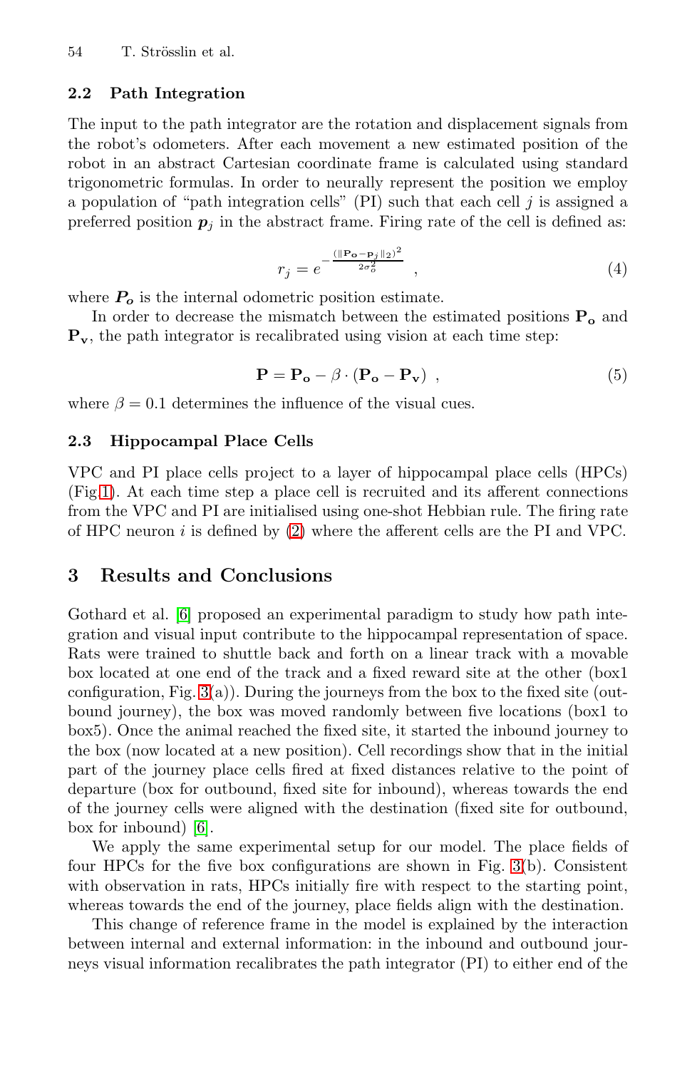### 2.2 Path Integration

The input to the path integrator are the rotation and displacement signals from the robot's odometers. After each movement a new estimated position of the robot in an abstract Cartesian coordinate frame is calculated using standard trigonometric formulas. In order to neurally represent the position we employ a population of "path integration cells" (PI) such that each cell $j$ is assigned a preferred position $\boldsymbol{p}_j$ in the abstract frame. Firing rate of the cell is defined as:

$$r_j = e^{-\frac{(\|\mathbf{P_o} - \mathbf{p}_j\|_2)^2}{2\sigma_o^2}} \quad , \tag{4}$$

where $\boldsymbol{P_o}$ is the internal odometric position estimate.

In order to decrease the mismatch between the estimated positions $\mathbf{P_o}$ and $\mathbf{P_v}$, the path integrator is recalibrated using vision at each time step:

$$\mathbf{P} = \mathbf{P_o} - \beta \cdot (\mathbf{P_o} - \mathbf{P_v}) \ , \tag{5}$$

where $\beta = 0.1$ determines the influence of the visual cues.

### 2.3 Hippocampal Place Cells

VPC and PI place cells project to a layer of hippocampal place cells (HPCs) (Fig.1). At each time step a place cell is recruited and its afferent connections from the VPC and PI are initialised using one-shot Hebbian rule. The firing rate of HPC neuron $i$ is defined by (2) where the afferent cells are the PI and VPC.

## 3 Results and Conclusions

Gothard et al. [6] proposed an experimental paradigm to study how path integration and visual input contribute to the hippocampal representation of space. Rats were trained to shuttle back and forth on a linear track with a movable box located at one end of the track and a fixed reward site at the other (box1 configuration, Fig. 3(a)). During the journeys from the box to the fixed site (outbound journey), the box was moved randomly between five locations (box1 to box5). Once the animal reached the fixed site, it started the inbound journey to the box (now located at a new position). Cell recordings show that in the initial part of the journey place cells fired at fixed distances relative to the point of departure (box for outbound, fixed site for inbound), whereas towards the end of the journey cells were aligned with the destination (fixed site for outbound, box for inbound) [6].

We apply the same experimental setup for our model. The place fields of four HPCs for the five box configurations are shown in Fig. 3(b). Consistent with observation in rats, HPCs initially fire with respect to the starting point, whereas towards the end of the journey, place fields align with the destination.

This change of reference frame in the model is explained by the interaction between internal and external information: in the inbound and outbound journeys visual information recalibrates the path integrator (PI) to either end of the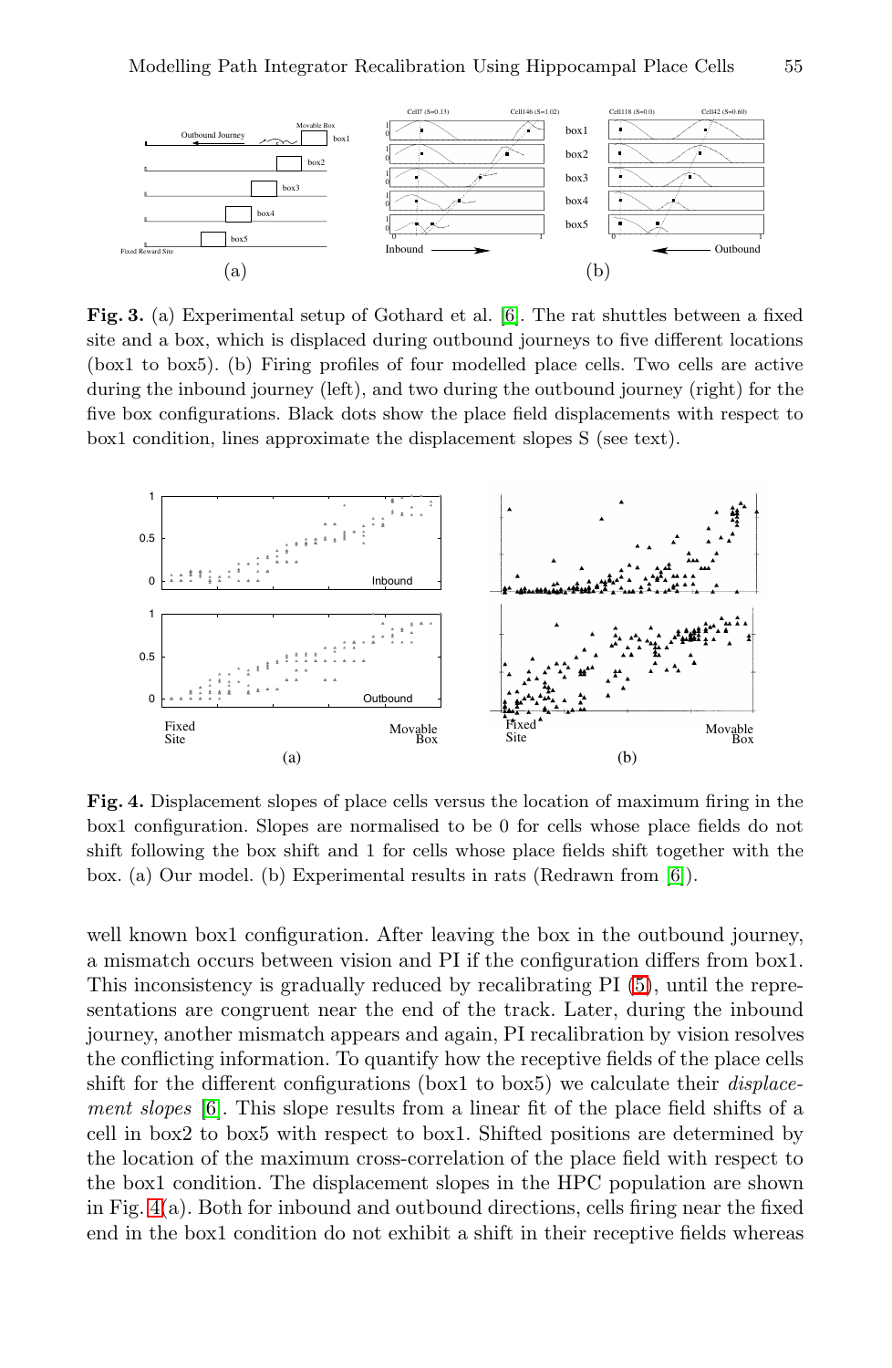**Fig. 3.** (a) Experimental setup of Gothard et al. [6]. The rat shuttles between a fixed site and a box, which is displaced during outbound journeys to five different locations (box1 to box5). (b) Firing profiles of four modelled place cells. Two cells are active during the inbound journey (left), and two during the outbound journey (right) for the five box configurations. Black dots show the place field displacements with respect to box1 condition, lines approximate the displacement slopes S (see text).

**Fig. 4.** Displacement slopes of place cells versus the location of maximum firing in the box1 configuration. Slopes are normalised to be 0 for cells whose place fields do not shift following the box shift and 1 for cells whose place fields shift together with the box. (a) Our model. (b) Experimental results in rats (Redrawn from [6]).

well known box1 configuration. After leaving the box in the outbound journey, a mismatch occurs between vision and PI if the configuration differs from box1. This inconsistency is gradually reduced by recalibrating PI (5), until the representations are congruent near the end of the track. Later, during the inbound journey, another mismatch appears and again, PI recalibration by vision resolves the conflicting information. To quantify how the receptive fields of the place cells shift for the different configurations (box1 to box5) we calculate their *displacement slopes* [6]. This slope results from a linear fit of the place field shifts of a cell in box2 to box5 with respect to box1. Shifted positions are determined by the location of the maximum cross-correlation of the place field with respect to the box1 condition. The displacement slopes in the HPC population are shown in Fig. 4(a). Both for inbound and outbound directions, cells firing near the fixed end in the box1 condition do not exhibit a shift in their receptive fields whereas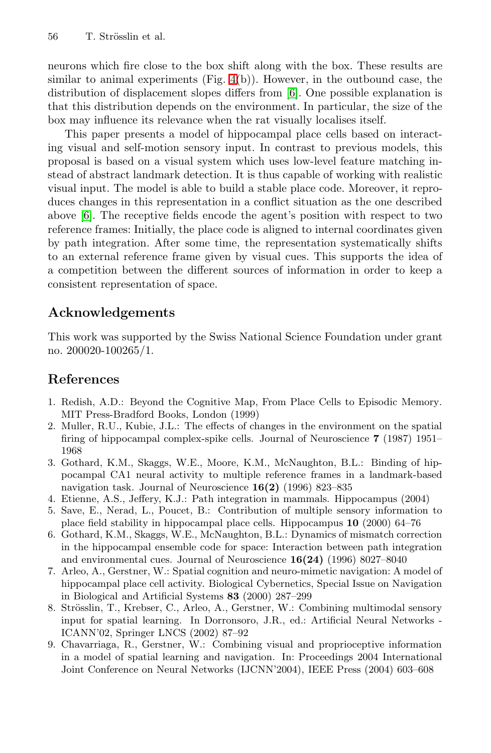neurons which fire close to the box shift along with the box. These results are similar to animal experiments (Fig. 4(b)). However, in the outbound case, the distribution of displacement slopes differs from [6]. One possible explanation is that this distribution depends on the environment. In particular, the size of the box may influence its relevance when the rat visually localises itself.

This paper presents a model of hippocampal place cells based on interacting visual and self-motion sensory input. In contrast to previous models, this proposal is based on a visual system which uses low-level feature matching instead of abstract landmark detection. It is thus capable of working with realistic visual input. The model is able to build a stable place code. Moreover, it reproduces changes in this representation in a conflict situation as the one described above [6]. The receptive fields encode the agent's position with respect to two reference frames: Initially, the place code is aligned to internal coordinates given by path integration. After some time, the representation systematically shifts to an external reference frame given by visual cues. This supports the idea of a competition between the different sources of information in order to keep a consistent representation of space.

## Acknowledgements

This work was supported by the Swiss National Science Foundation under grant no. 200020-100265/1.

## References

1. Redish, A.D.: Beyond the Cognitive Map, From Place Cells to Episodic Memory. MIT Press-Bradford Books, London (1999)
2. Muller, R.U., Kubie, J.L.: The effects of changes in the environment on the spatial firing of hippocampal complex-spike cells. Journal of Neuroscience **7** (1987) 1951–1968
3. Gothard, K.M., Skaggs, W.E., Moore, K.M., McNaughton, B.L.: Binding of hippocampal CA1 neural activity to multiple reference frames in a landmark-based navigation task. Journal of Neuroscience **16(2)** (1996) 823–835
4. Etienne, A.S., Jeffery, K.J.: Path integration in mammals. Hippocampus (2004)
5. Save, E., Nerad, L., Poucet, B.: Contribution of multiple sensory information to place field stability in hippocampal place cells. Hippocampus **10** (2000) 64–76
6. Gothard, K.M., Skaggs, W.E., McNaughton, B.L.: Dynamics of mismatch correction in the hippocampal ensemble code for space: Interaction between path integration and environmental cues. Journal of Neuroscience **16(24)** (1996) 8027–8040
7. Arleo, A., Gerstner, W.: Spatial cognition and neuro-mimetic navigation: A model of hippocampal place cell activity. Biological Cybernetics, Special Issue on Navigation in Biological and Artificial Systems **83** (2000) 287–299
8. Strösslin, T., Krebser, C., Arleo, A., Gerstner, W.: Combining multimodal sensory input for spatial learning. In Dorronsoro, J.R., ed.: Artificial Neural Networks - ICANN'02, Springer LNCS (2002) 87–92
9. Chavarriaga, R., Gerstner, W.: Combining visual and proprioceptive information in a model of spatial learning and navigation. In: Proceedings 2004 International Joint Conference on Neural Networks (IJCNN'2004), IEEE Press (2004) 603–608